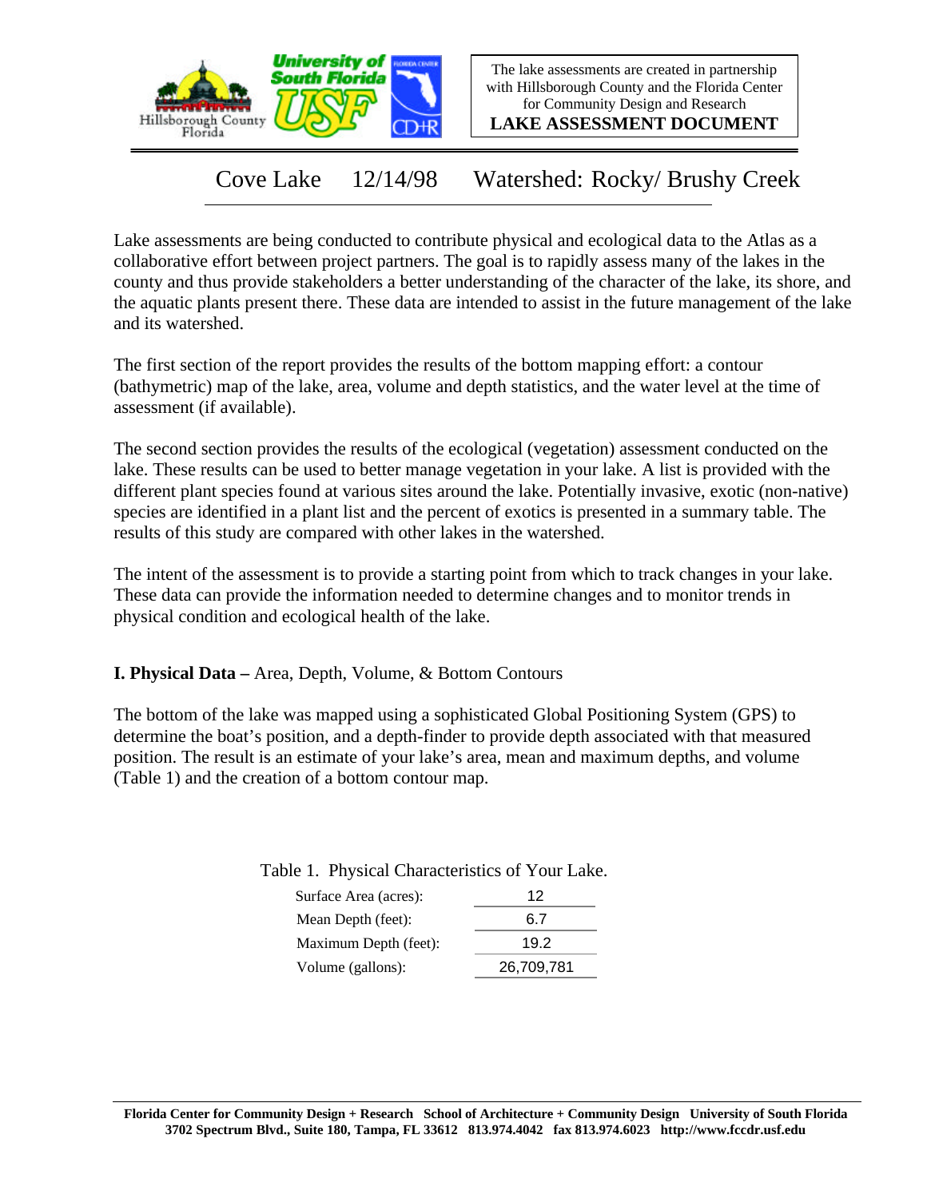The lake assessments are created in partnership with Hillsborough County and the Florida Center for Community Design and Research

**LAKE ASSESSMENT DOCUMENT**

# Cove Lake 12/14/98 Watershed: Rocky/ Brushy Creek

Lake assessments are being conducted to contribute physical and ecological data to the Atlas as a collaborative effort between project partners. The goal is to rapidly assess many of the lakes in the county and thus provide stakeholders a better understanding of the character of the lake, its shore, and the aquatic plants present there. These data are intended to assist in the future management of the lake and its watershed.

The first section of the report provides the results of the bottom mapping effort: a contour (bathymetric) map of the lake, area, volume and depth statistics, and the water level at the time of assessment (if available).

The second section provides the results of the ecological (vegetation) assessment conducted on the lake. These results can be used to better manage vegetation in your lake. A list is provided with the different plant species found at various sites around the lake. Potentially invasive, exotic (non-native) species are identified in a plant list and the percent of exotics is presented in a summary table. The results of this study are compared with other lakes in the watershed.

The intent of the assessment is to provide a starting point from which to track changes in your lake. These data can provide the information needed to determine changes and to monitor trends in physical condition and ecological health of the lake.

## I. Physical Data – Area, Depth, Volume, & Bottom Contours

The bottom of the lake was mapped using a sophisticated Global Positioning System (GPS) to determine the boat's position, and a depth-finder to provide depth associated with that measured position. The result is an estimate of your lake's area, mean and maximum depths, and volume (Table 1) and the creation of a bottom contour map.

Table 1. Physical Characteristics of Your Lake.

| Characteristic | Value |
|---|---|
| Surface Area (acres): | 12 |
| Mean Depth (feet): | 6.7 |
| Maximum Depth (feet): | 19.2 |
| Volume (gallons): | 26,709,781 |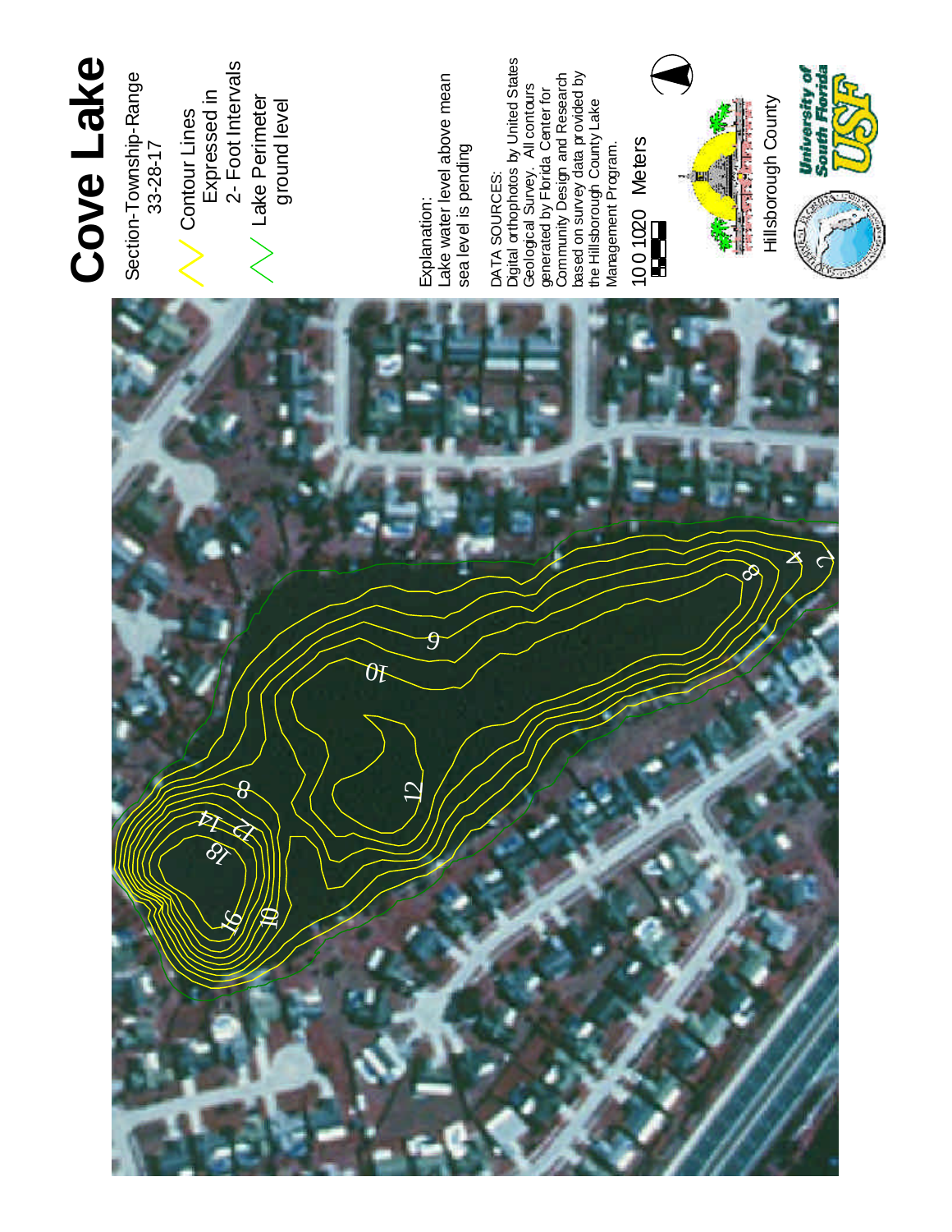# Cove Lake

Section-Township-Range
33-28-17

Contour Lines
Expressed in
2- Foot Intervals

Lake Perimeter
ground level

Explanation:
Lake water level above mean sea level is pending

DATA SOURCES:
Digital orthophotos by United States Geological Survey. All contours generated by Florida Center for Community Design and Research based on survey data provided by the Hillsborough County Lake Management Program.

10 0 10 20 Meters

Hillsborough County

University of South Florida USF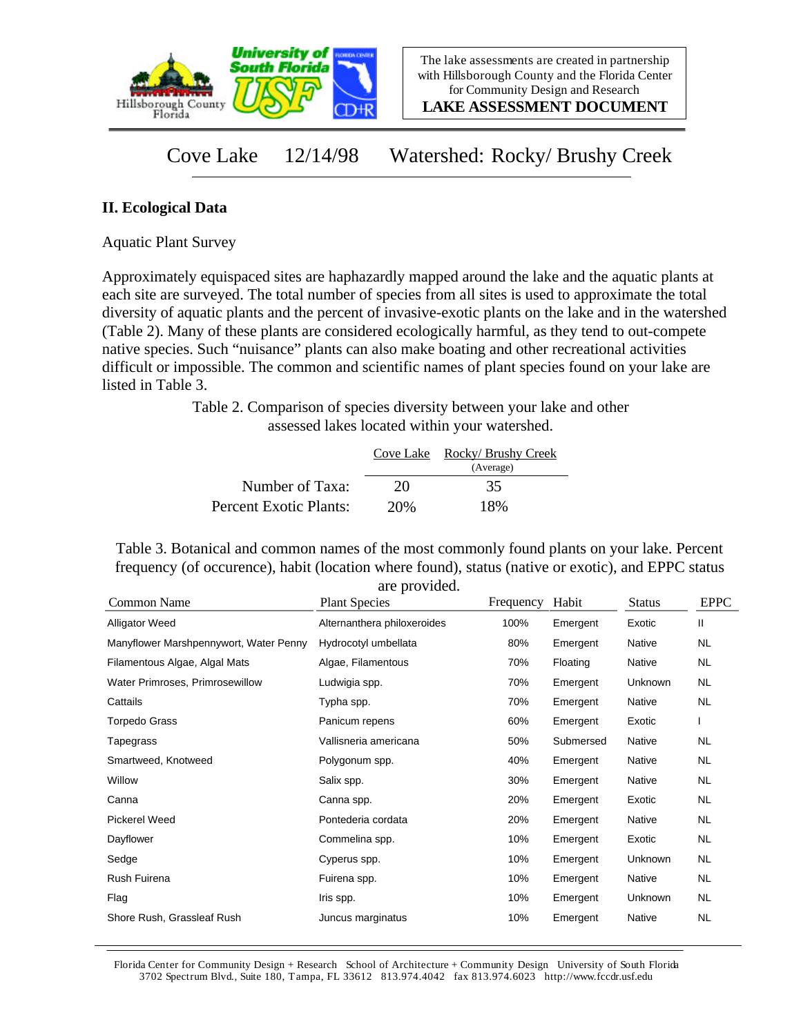Cove Lake 12/14/98 Watershed: Rocky/ Brushy Creek

## II. Ecological Data

Aquatic Plant Survey

Approximately equispaced sites are haphazardly mapped around the lake and the aquatic plants at each site are surveyed. The total number of species from all sites is used to approximate the total diversity of aquatic plants and the percent of invasive-exotic plants on the lake and in the watershed (Table 2). Many of these plants are considered ecologically harmful, as they tend to out-compete native species. Such "nuisance" plants can also make boating and other recreational activities difficult or impossible. The common and scientific names of plant species found on your lake are listed in Table 3.

Table 2. Comparison of species diversity between your lake and other assessed lakes located within your watershed.

| | Cove Lake | Rocky/ Brushy Creek (Average) |
|---|---|---|
| Number of Taxa: | 20 | 35 |
| Percent Exotic Plants: | 20% | 18% |

Table 3. Botanical and common names of the most commonly found plants on your lake. Percent frequency (of occurence), habit (location where found), status (native or exotic), and EPPC status are provided.

| Common Name | Plant Species | Frequency | Habit | Status | EPPC |
|---|---|---|---|---|---|
| Alligator Weed | Alternanthera philoxeroides | 100% | Emergent | Exotic | II |
| Manyflower Marshpennywort, Water Penny | Hydrocotyl umbellata | 80% | Emergent | Native | NL |
| Filamentous Algae, Algal Mats | Algae, Filamentous | 70% | Floating | Native | NL |
| Water Primroses, Primrosewillow | Ludwigia spp. | 70% | Emergent | Unknown | NL |
| Cattails | Typha spp. | 70% | Emergent | Native | NL |
| Torpedo Grass | Panicum repens | 60% | Emergent | Exotic | I |
| Tapegrass | Vallisneria americana | 50% | Submersed | Native | NL |
| Smartweed, Knotweed | Polygonum spp. | 40% | Emergent | Native | NL |
| Willow | Salix spp. | 30% | Emergent | Native | NL |
| Canna | Canna spp. | 20% | Emergent | Exotic | NL |
| Pickerel Weed | Pontederia cordata | 20% | Emergent | Native | NL |
| Dayflower | Commelina spp. | 10% | Emergent | Exotic | NL |
| Sedge | Cyperus spp. | 10% | Emergent | Unknown | NL |
| Rush Fuirena | Fuirena spp. | 10% | Emergent | Native | NL |
| Flag | Iris spp. | 10% | Emergent | Unknown | NL |
| Shore Rush, Grassleaf Rush | Juncus marginatus | 10% | Emergent | Native | NL |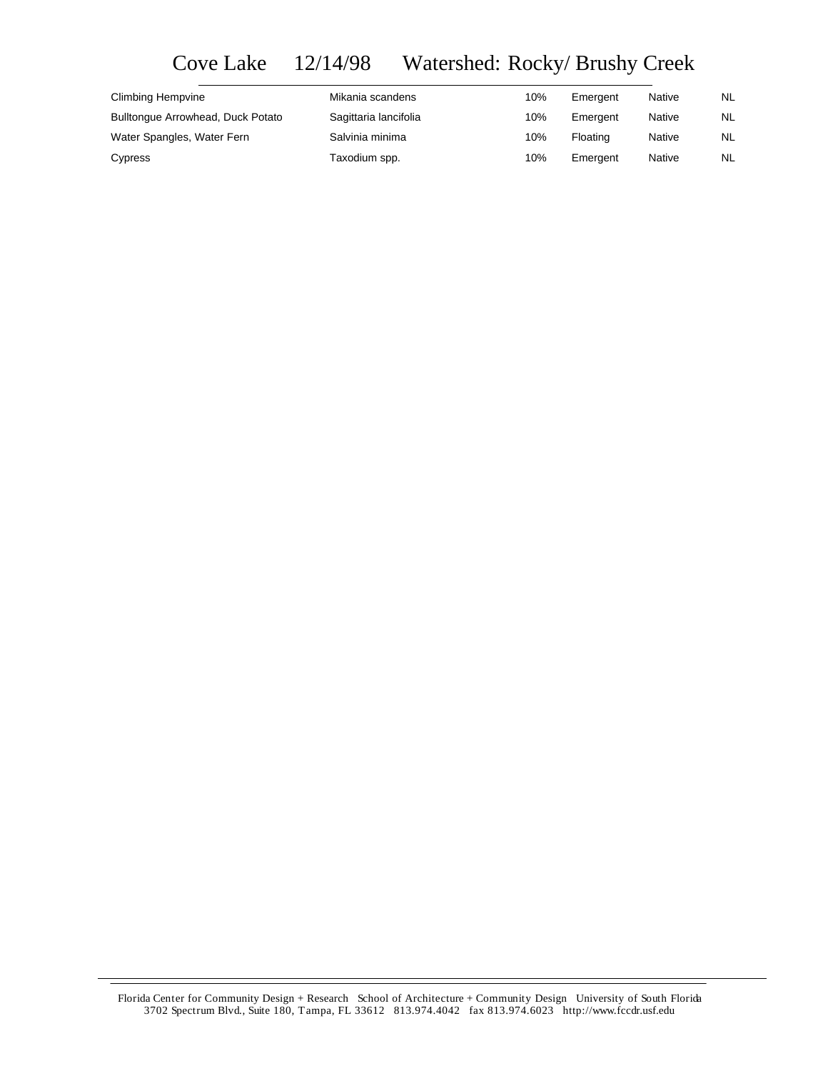# Cove Lake 12/14/98 Watershed: Rocky/ Brushy Creek

| | | | | | |
|---|---|---|---|---|---|
| Climbing Hempvine | Mikania scandens | 10% | Emergent | Native | NL |
| Bulltongue Arrowhead, Duck Potato | Sagittaria lancifolia | 10% | Emergent | Native | NL |
| Water Spangles, Water Fern | Salvinia minima | 10% | Floating | Native | NL |
| Cypress | Taxodium spp. | 10% | Emergent | Native | NL |

Florida Center for Community Design + Research School of Architecture + Community Design University of South Florida
3702 Spectrum Blvd., Suite 180, Tampa, FL 33612 813.974.4042 fax 813.974.6023 http://www.fccdr.usf.edu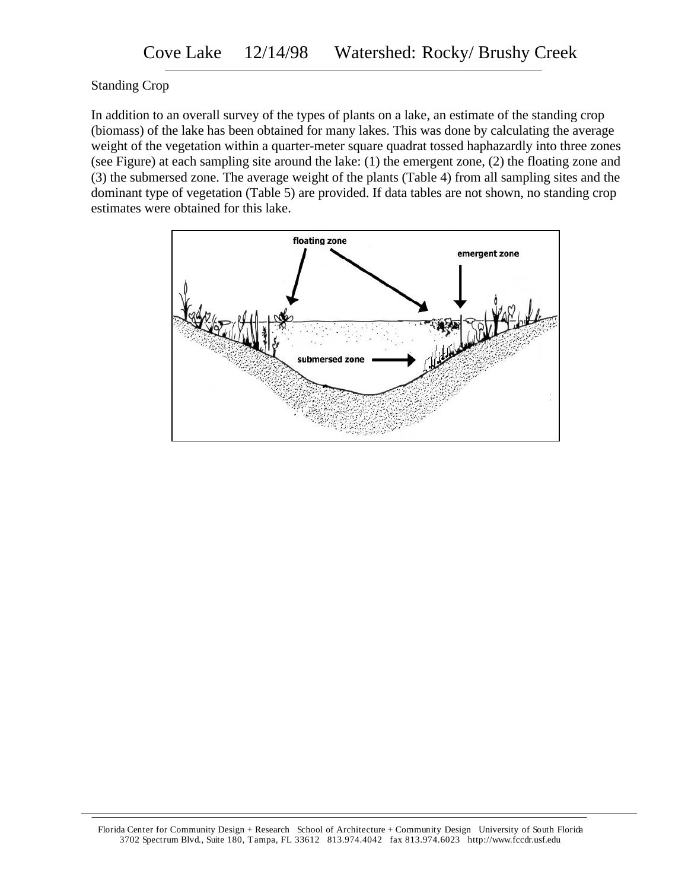Cove Lake 12/14/98 Watershed: Rocky/ Brushy Creek

Standing Crop

In addition to an overall survey of the types of plants on a lake, an estimate of the standing crop (biomass) of the lake has been obtained for many lakes. This was done by calculating the average weight of the vegetation within a quarter-meter square quadrat tossed haphazardly into three zones (see Figure) at each sampling site around the lake: (1) the emergent zone, (2) the floating zone and (3) the submersed zone. The average weight of the plants (Table 4) from all sampling sites and the dominant type of vegetation (Table 5) are provided. If data tables are not shown, no standing crop estimates were obtained for this lake.

floating zone

emergent zone

submersed zone